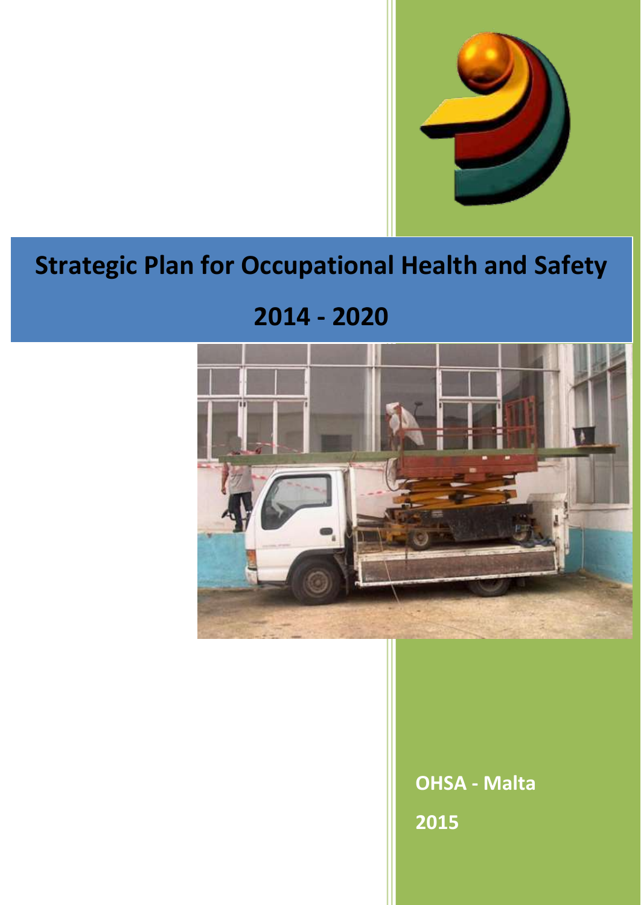# Strategic Plan for Occupational Health and Safety

# 2014 - 2020

**OHSA - Malta**

**2015**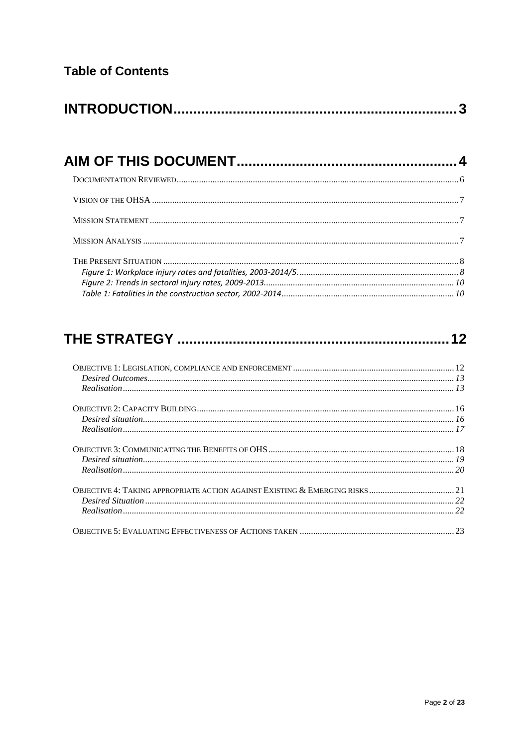# Table of Contents

**INTRODUCTION** .......... 3

**AIM OF THIS DOCUMENT** .......... 4

- Documentation Reviewed .......... 6
- Vision of the OHSA .......... 7
- Mission Statement .......... 7
- Mission Analysis .......... 7
- The Present Situation .......... 8
  - *Figure 1: Workplace injury rates and fatalities, 2003-2014/5.* .......... 8
  - *Figure 2: Trends in sectoral injury rates, 2009-2013.* .......... 10
  - *Table 1: Fatalities in the construction sector, 2002-2014* .......... 10

**THE STRATEGY** .......... 12

- Objective 1: Legislation, compliance and enforcement .......... 12
  - *Desired Outcomes* .......... 13
  - *Realisation* .......... 13
- Objective 2: Capacity Building .......... 16
  - *Desired situation* .......... 16
  - *Realisation* .......... 17
- Objective 3: Communicating the Benefits of OHS .......... 18
  - *Desired situation* .......... 19
  - *Realisation* .......... 20
- Objective 4: Taking appropriate action against Existing & Emerging risks .......... 21
  - *Desired Situation* .......... 22
  - *Realisation* .......... 22
- Objective 5: Evaluating Effectiveness of Actions taken .......... 23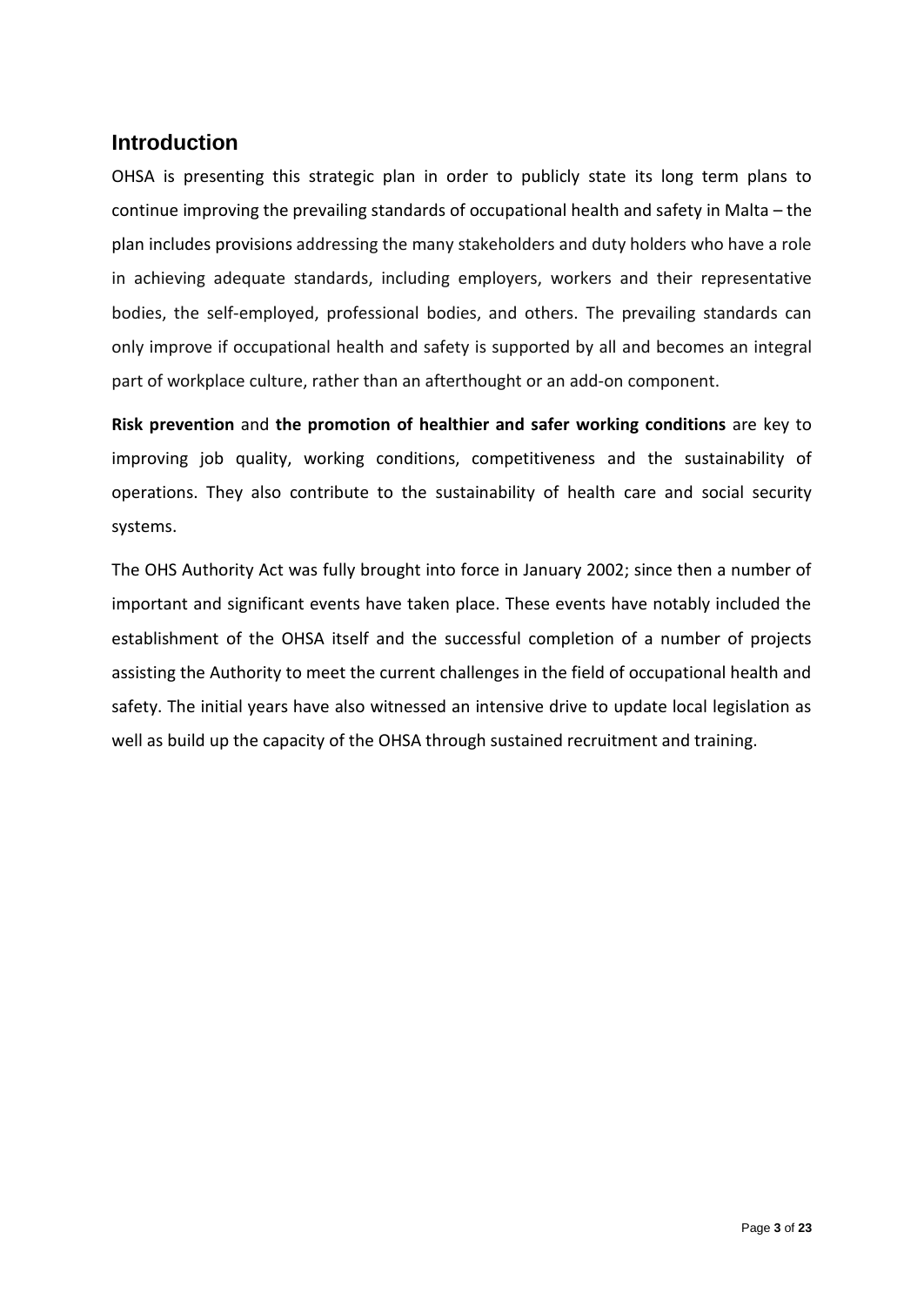## Introduction

OHSA is presenting this strategic plan in order to publicly state its long term plans to continue improving the prevailing standards of occupational health and safety in Malta – the plan includes provisions addressing the many stakeholders and duty holders who have a role in achieving adequate standards, including employers, workers and their representative bodies, the self-employed, professional bodies, and others. The prevailing standards can only improve if occupational health and safety is supported by all and becomes an integral part of workplace culture, rather than an afterthought or an add-on component.

**Risk prevention** and **the promotion of healthier and safer working conditions** are key to improving job quality, working conditions, competitiveness and the sustainability of operations. They also contribute to the sustainability of health care and social security systems.

The OHS Authority Act was fully brought into force in January 2002; since then a number of important and significant events have taken place. These events have notably included the establishment of the OHSA itself and the successful completion of a number of projects assisting the Authority to meet the current challenges in the field of occupational health and safety. The initial years have also witnessed an intensive drive to update local legislation as well as build up the capacity of the OHSA through sustained recruitment and training.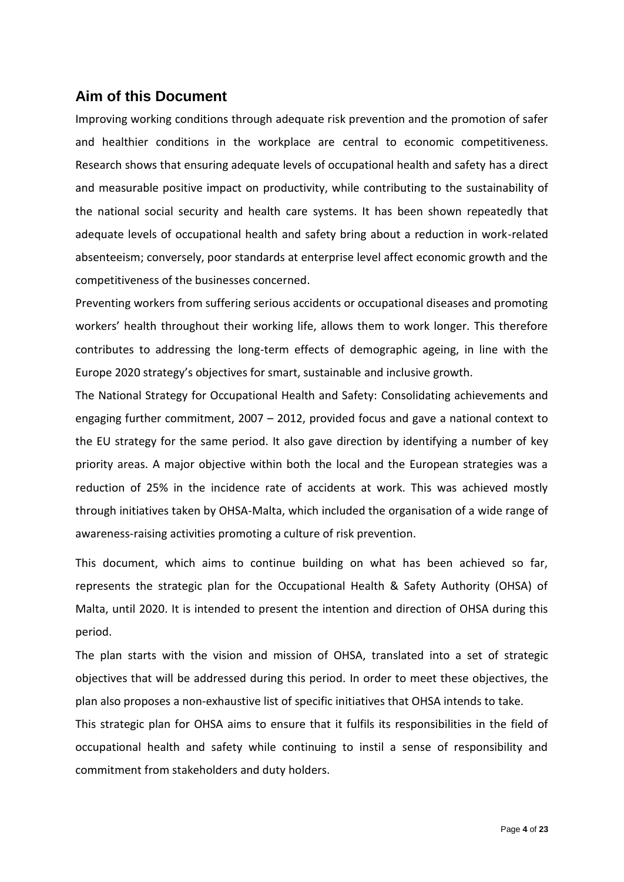## Aim of this Document

Improving working conditions through adequate risk prevention and the promotion of safer and healthier conditions in the workplace are central to economic competitiveness. Research shows that ensuring adequate levels of occupational health and safety has a direct and measurable positive impact on productivity, while contributing to the sustainability of the national social security and health care systems. It has been shown repeatedly that adequate levels of occupational health and safety bring about a reduction in work-related absenteeism; conversely, poor standards at enterprise level affect economic growth and the competitiveness of the businesses concerned.

Preventing workers from suffering serious accidents or occupational diseases and promoting workers' health throughout their working life, allows them to work longer. This therefore contributes to addressing the long-term effects of demographic ageing, in line with the Europe 2020 strategy's objectives for smart, sustainable and inclusive growth.

The National Strategy for Occupational Health and Safety: Consolidating achievements and engaging further commitment, 2007 – 2012, provided focus and gave a national context to the EU strategy for the same period. It also gave direction by identifying a number of key priority areas. A major objective within both the local and the European strategies was a reduction of 25% in the incidence rate of accidents at work. This was achieved mostly through initiatives taken by OHSA-Malta, which included the organisation of a wide range of awareness-raising activities promoting a culture of risk prevention.

This document, which aims to continue building on what has been achieved so far, represents the strategic plan for the Occupational Health & Safety Authority (OHSA) of Malta, until 2020. It is intended to present the intention and direction of OHSA during this period.

The plan starts with the vision and mission of OHSA, translated into a set of strategic objectives that will be addressed during this period. In order to meet these objectives, the plan also proposes a non-exhaustive list of specific initiatives that OHSA intends to take.

This strategic plan for OHSA aims to ensure that it fulfils its responsibilities in the field of occupational health and safety while continuing to instil a sense of responsibility and commitment from stakeholders and duty holders.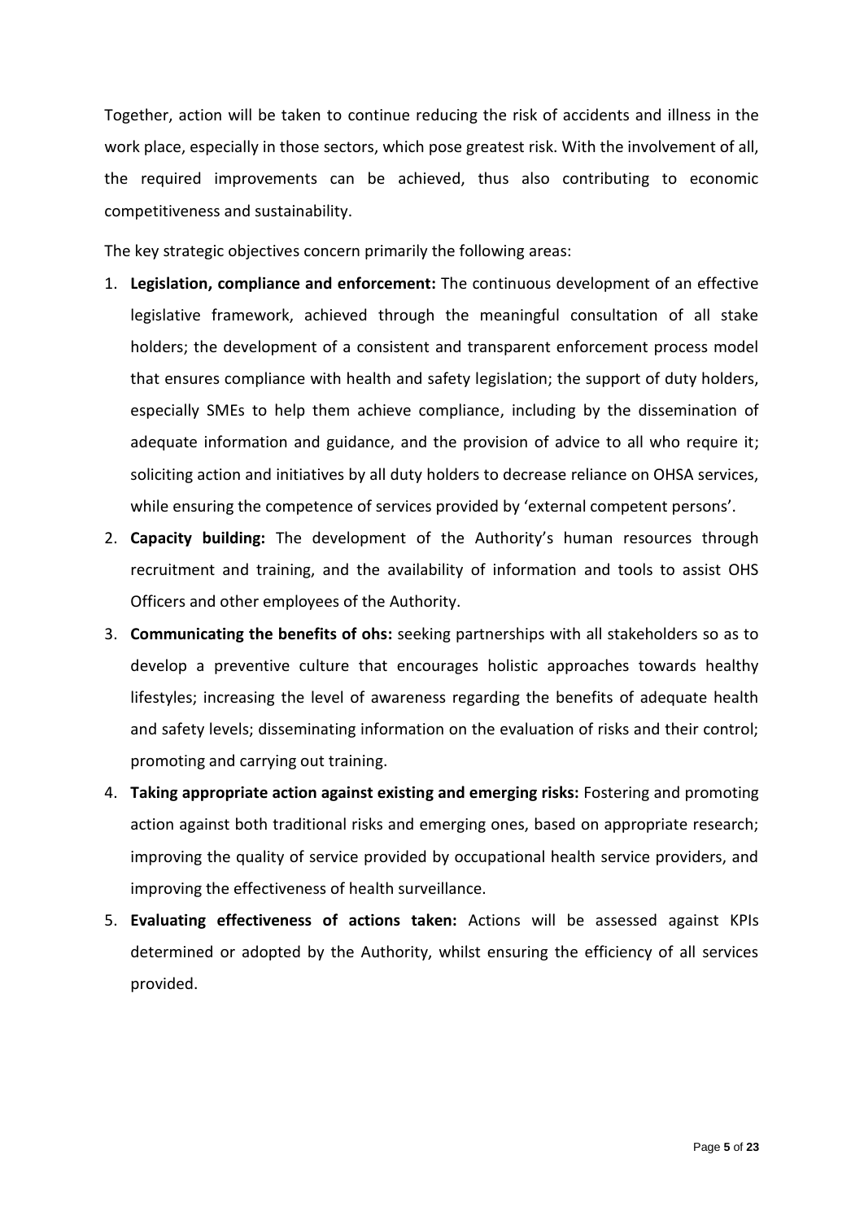Together, action will be taken to continue reducing the risk of accidents and illness in the work place, especially in those sectors, which pose greatest risk. With the involvement of all, the required improvements can be achieved, thus also contributing to economic competitiveness and sustainability.

The key strategic objectives concern primarily the following areas:

1. **Legislation, compliance and enforcement:** The continuous development of an effective legislative framework, achieved through the meaningful consultation of all stake holders; the development of a consistent and transparent enforcement process model that ensures compliance with health and safety legislation; the support of duty holders, especially SMEs to help them achieve compliance, including by the dissemination of adequate information and guidance, and the provision of advice to all who require it; soliciting action and initiatives by all duty holders to decrease reliance on OHSA services, while ensuring the competence of services provided by 'external competent persons'.
2. **Capacity building:** The development of the Authority's human resources through recruitment and training, and the availability of information and tools to assist OHS Officers and other employees of the Authority.
3. **Communicating the benefits of ohs:** seeking partnerships with all stakeholders so as to develop a preventive culture that encourages holistic approaches towards healthy lifestyles; increasing the level of awareness regarding the benefits of adequate health and safety levels; disseminating information on the evaluation of risks and their control; promoting and carrying out training.
4. **Taking appropriate action against existing and emerging risks:** Fostering and promoting action against both traditional risks and emerging ones, based on appropriate research; improving the quality of service provided by occupational health service providers, and improving the effectiveness of health surveillance.
5. **Evaluating effectiveness of actions taken:** Actions will be assessed against KPIs determined or adopted by the Authority, whilst ensuring the efficiency of all services provided.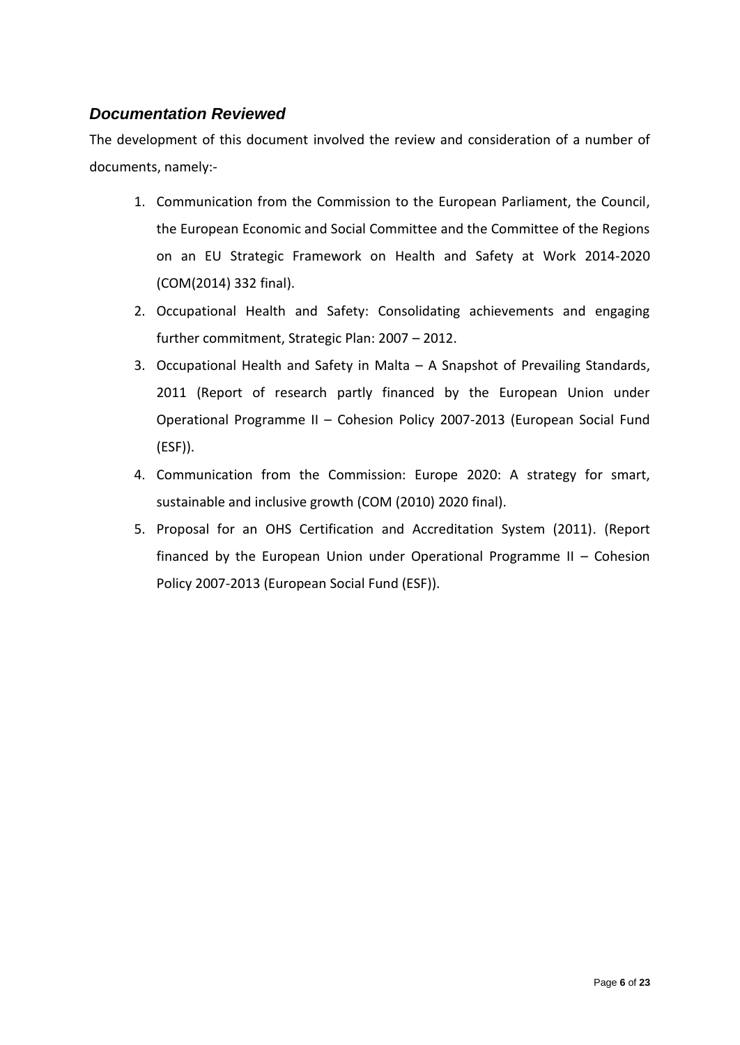## *Documentation Reviewed*

The development of this document involved the review and consideration of a number of documents, namely:-

1. Communication from the Commission to the European Parliament, the Council, the European Economic and Social Committee and the Committee of the Regions on an EU Strategic Framework on Health and Safety at Work 2014-2020 (COM(2014) 332 final).
2. Occupational Health and Safety: Consolidating achievements and engaging further commitment, Strategic Plan: 2007 – 2012.
3. Occupational Health and Safety in Malta – A Snapshot of Prevailing Standards, 2011 (Report of research partly financed by the European Union under Operational Programme II – Cohesion Policy 2007-2013 (European Social Fund (ESF)).
4. Communication from the Commission: Europe 2020: A strategy for smart, sustainable and inclusive growth (COM (2010) 2020 final).
5. Proposal for an OHS Certification and Accreditation System (2011). (Report financed by the European Union under Operational Programme II – Cohesion Policy 2007-2013 (European Social Fund (ESF)).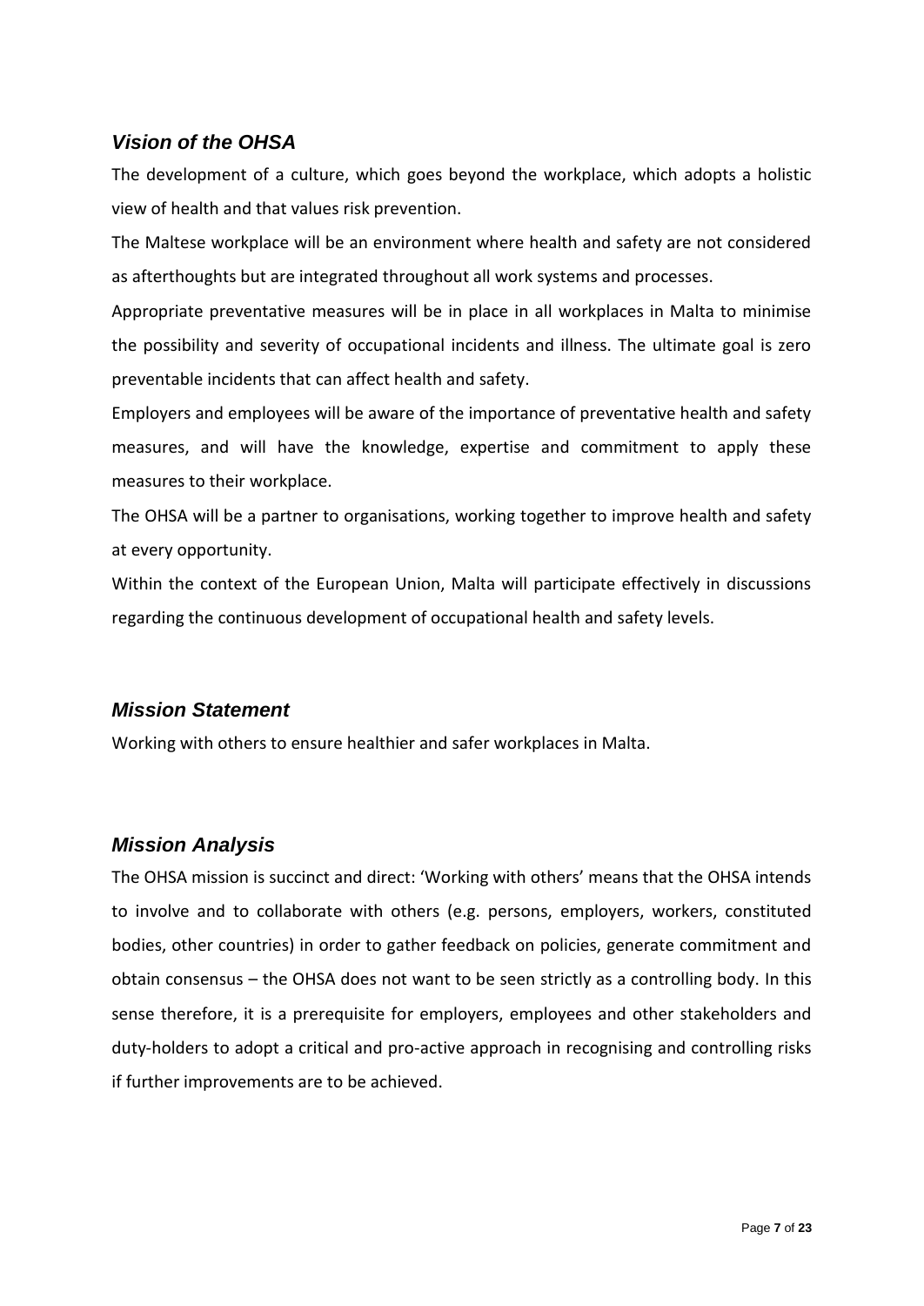## *Vision of the OHSA*

The development of a culture, which goes beyond the workplace, which adopts a holistic view of health and that values risk prevention.

The Maltese workplace will be an environment where health and safety are not considered as afterthoughts but are integrated throughout all work systems and processes.

Appropriate preventative measures will be in place in all workplaces in Malta to minimise the possibility and severity of occupational incidents and illness. The ultimate goal is zero preventable incidents that can affect health and safety.

Employers and employees will be aware of the importance of preventative health and safety measures, and will have the knowledge, expertise and commitment to apply these measures to their workplace.

The OHSA will be a partner to organisations, working together to improve health and safety at every opportunity.

Within the context of the European Union, Malta will participate effectively in discussions regarding the continuous development of occupational health and safety levels.

## *Mission Statement*

Working with others to ensure healthier and safer workplaces in Malta.

## *Mission Analysis*

The OHSA mission is succinct and direct: 'Working with others' means that the OHSA intends to involve and to collaborate with others (e.g. persons, employers, workers, constituted bodies, other countries) in order to gather feedback on policies, generate commitment and obtain consensus – the OHSA does not want to be seen strictly as a controlling body. In this sense therefore, it is a prerequisite for employers, employees and other stakeholders and duty-holders to adopt a critical and pro-active approach in recognising and controlling risks if further improvements are to be achieved.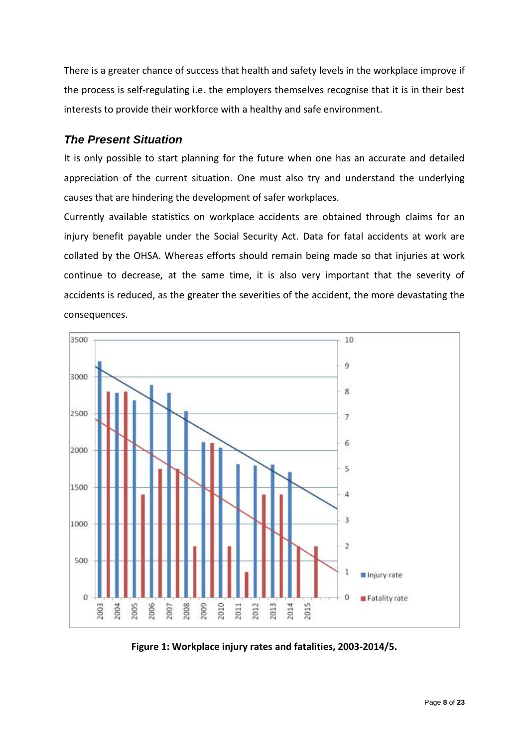There is a greater chance of success that health and safety levels in the workplace improve if the process is self-regulating i.e. the employers themselves recognise that it is in their best interests to provide their workforce with a healthy and safe environment.

### *The Present Situation*

It is only possible to start planning for the future when one has an accurate and detailed appreciation of the current situation. One must also try and understand the underlying causes that are hindering the development of safer workplaces.

Currently available statistics on workplace accidents are obtained through claims for an injury benefit payable under the Social Security Act. Data for fatal accidents at work are collated by the OHSA. Whereas efforts should remain being made so that injuries at work continue to decrease, at the same time, it is also very important that the severity of accidents is reduced, as the greater the severities of the accident, the more devastating the consequences.

**Figure 1: Workplace injury rates and fatalities, 2003-2014/5.**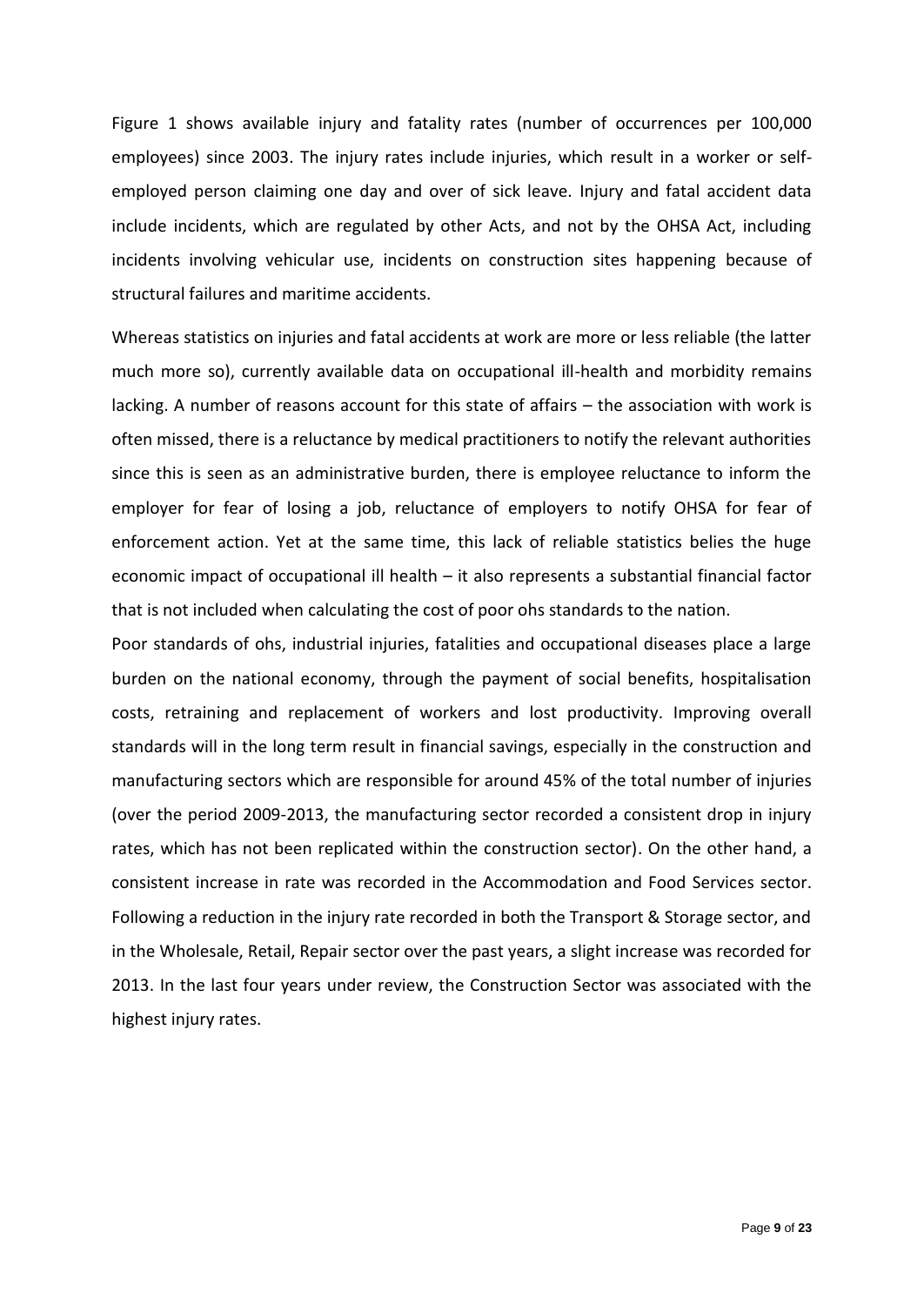Figure 1 shows available injury and fatality rates (number of occurrences per 100,000 employees) since 2003. The injury rates include injuries, which result in a worker or self-employed person claiming one day and over of sick leave. Injury and fatal accident data include incidents, which are regulated by other Acts, and not by the OHSA Act, including incidents involving vehicular use, incidents on construction sites happening because of structural failures and maritime accidents.

Whereas statistics on injuries and fatal accidents at work are more or less reliable (the latter much more so), currently available data on occupational ill-health and morbidity remains lacking. A number of reasons account for this state of affairs – the association with work is often missed, there is a reluctance by medical practitioners to notify the relevant authorities since this is seen as an administrative burden, there is employee reluctance to inform the employer for fear of losing a job, reluctance of employers to notify OHSA for fear of enforcement action. Yet at the same time, this lack of reliable statistics belies the huge economic impact of occupational ill health – it also represents a substantial financial factor that is not included when calculating the cost of poor ohs standards to the nation.

Poor standards of ohs, industrial injuries, fatalities and occupational diseases place a large burden on the national economy, through the payment of social benefits, hospitalisation costs, retraining and replacement of workers and lost productivity. Improving overall standards will in the long term result in financial savings, especially in the construction and manufacturing sectors which are responsible for around 45% of the total number of injuries (over the period 2009-2013, the manufacturing sector recorded a consistent drop in injury rates, which has not been replicated within the construction sector). On the other hand, a consistent increase in rate was recorded in the Accommodation and Food Services sector. Following a reduction in the injury rate recorded in both the Transport & Storage sector, and in the Wholesale, Retail, Repair sector over the past years, a slight increase was recorded for 2013. In the last four years under review, the Construction Sector was associated with the highest injury rates.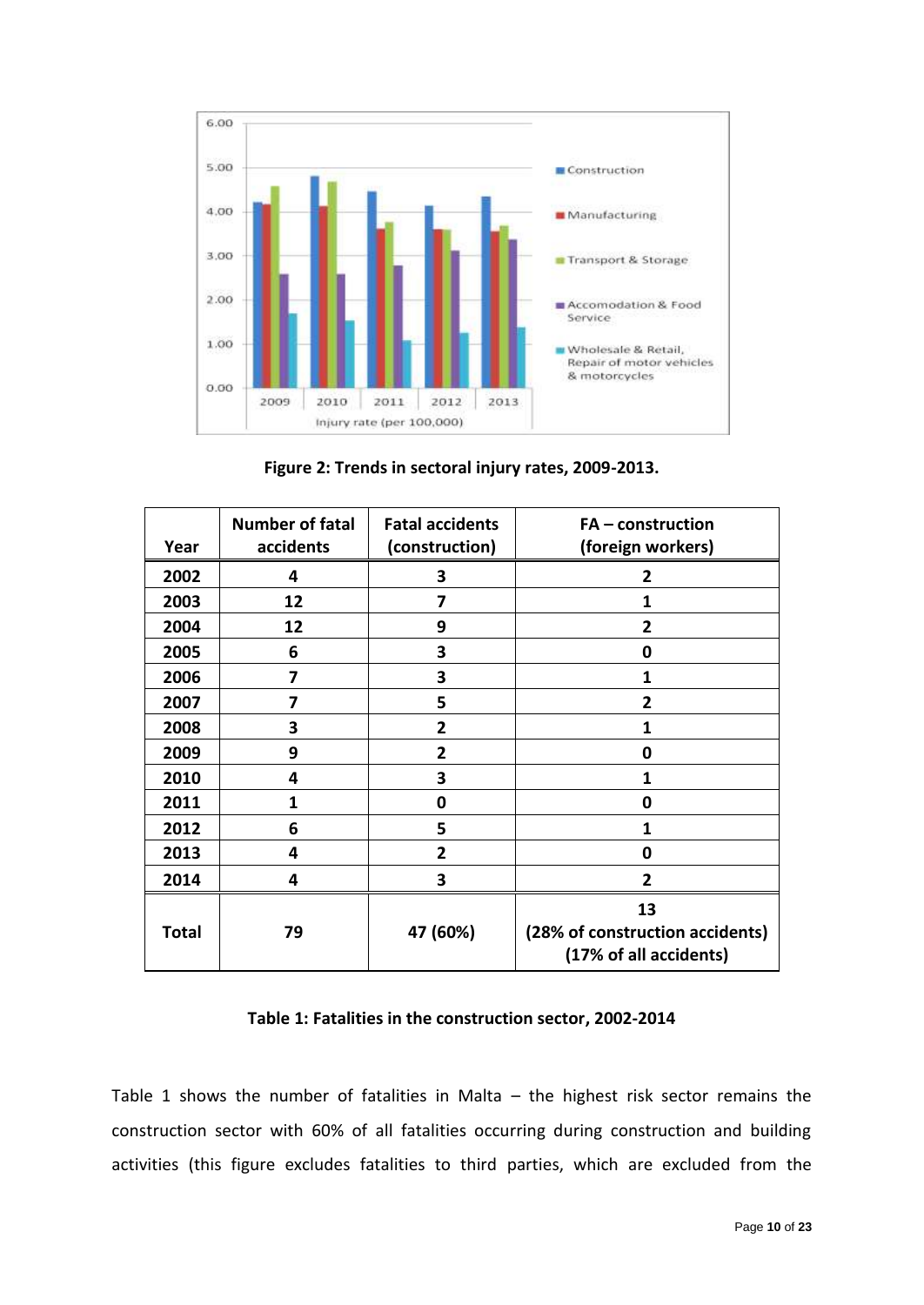**Figure 2: Trends in sectoral injury rates, 2009-2013.**

| Year | Number of fatal accidents | Fatal accidents (construction) | FA – construction (foreign workers) |
|---|---|---|---|
| **2002** | **4** | **3** | **2** |
| **2003** | **12** | **7** | **1** |
| **2004** | **12** | **9** | **2** |
| **2005** | **6** | **3** | **0** |
| **2006** | **7** | **3** | **1** |
| **2007** | **7** | **5** | **2** |
| **2008** | **3** | **2** | **1** |
| **2009** | **9** | **2** | **0** |
| **2010** | **4** | **3** | **1** |
| **2011** | **1** | **0** | **0** |
| **2012** | **6** | **5** | **1** |
| **2013** | **4** | **2** | **0** |
| **2014** | **4** | **3** | **2** |
| **Total** | **79** | **47 (60%)** | **13 (28% of construction accidents) (17% of all accidents)** |

**Table 1: Fatalities in the construction sector, 2002-2014**

Table 1 shows the number of fatalities in Malta – the highest risk sector remains the construction sector with 60% of all fatalities occurring during construction and building activities (this figure excludes fatalities to third parties, which are excluded from the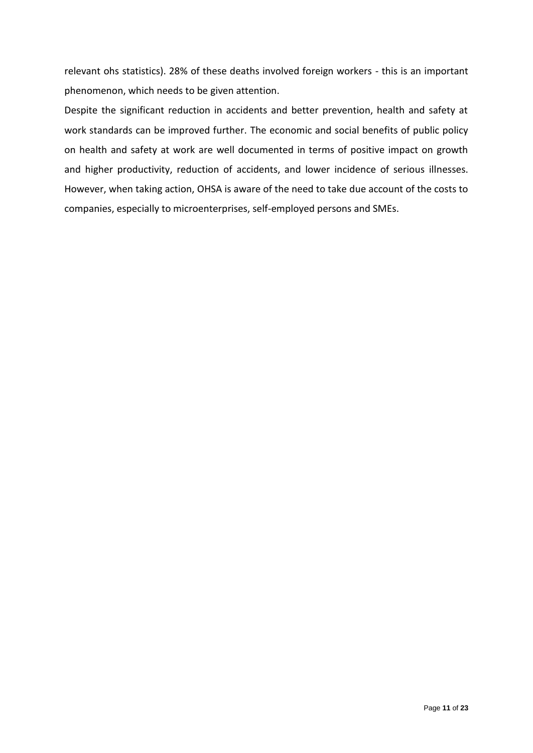relevant ohs statistics). 28% of these deaths involved foreign workers - this is an important phenomenon, which needs to be given attention.

Despite the significant reduction in accidents and better prevention, health and safety at work standards can be improved further. The economic and social benefits of public policy on health and safety at work are well documented in terms of positive impact on growth and higher productivity, reduction of accidents, and lower incidence of serious illnesses. However, when taking action, OHSA is aware of the need to take due account of the costs to companies, especially to microenterprises, self-employed persons and SMEs.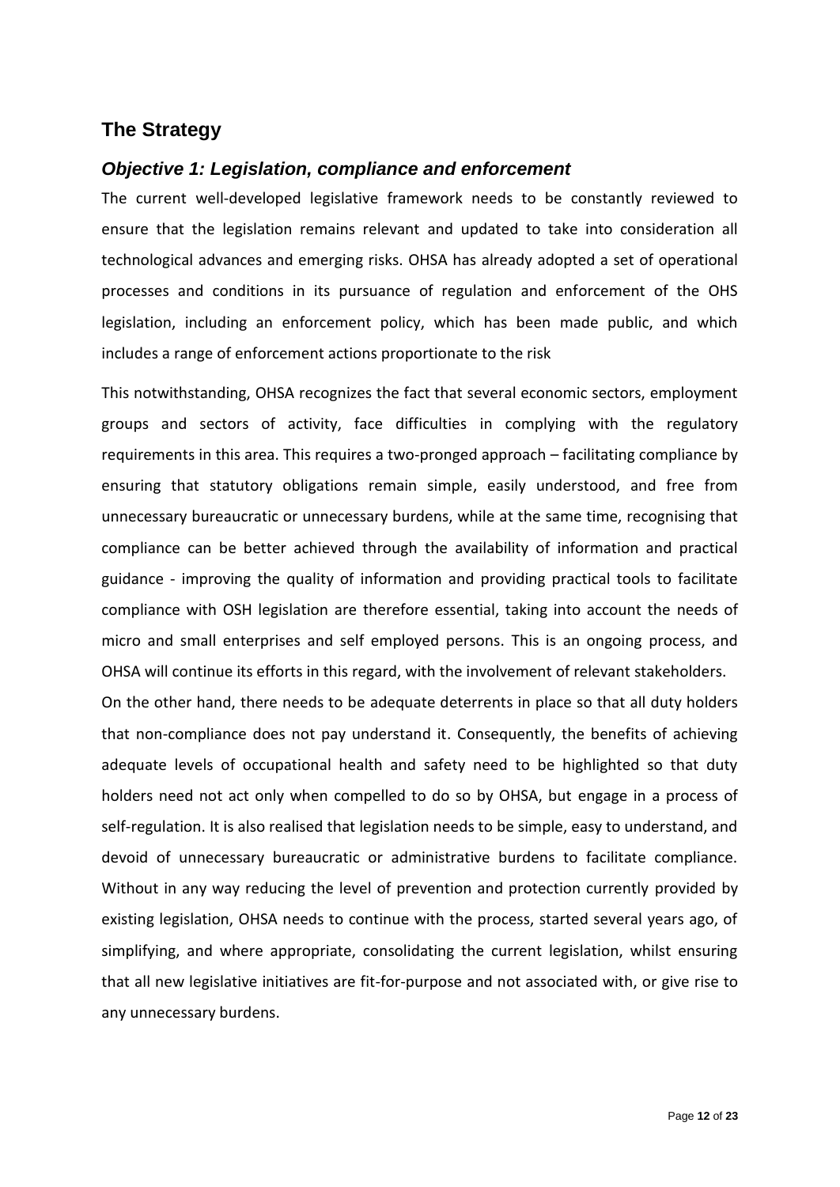## The Strategy

### *Objective 1: Legislation, compliance and enforcement*

The current well-developed legislative framework needs to be constantly reviewed to ensure that the legislation remains relevant and updated to take into consideration all technological advances and emerging risks. OHSA has already adopted a set of operational processes and conditions in its pursuance of regulation and enforcement of the OHS legislation, including an enforcement policy, which has been made public, and which includes a range of enforcement actions proportionate to the risk

This notwithstanding, OHSA recognizes the fact that several economic sectors, employment groups and sectors of activity, face difficulties in complying with the regulatory requirements in this area. This requires a two-pronged approach – facilitating compliance by ensuring that statutory obligations remain simple, easily understood, and free from unnecessary bureaucratic or unnecessary burdens, while at the same time, recognising that compliance can be better achieved through the availability of information and practical guidance - improving the quality of information and providing practical tools to facilitate compliance with OSH legislation are therefore essential, taking into account the needs of micro and small enterprises and self employed persons. This is an ongoing process, and OHSA will continue its efforts in this regard, with the involvement of relevant stakeholders.

On the other hand, there needs to be adequate deterrents in place so that all duty holders that non-compliance does not pay understand it. Consequently, the benefits of achieving adequate levels of occupational health and safety need to be highlighted so that duty holders need not act only when compelled to do so by OHSA, but engage in a process of self-regulation. It is also realised that legislation needs to be simple, easy to understand, and devoid of unnecessary bureaucratic or administrative burdens to facilitate compliance. Without in any way reducing the level of prevention and protection currently provided by existing legislation, OHSA needs to continue with the process, started several years ago, of simplifying, and where appropriate, consolidating the current legislation, whilst ensuring that all new legislative initiatives are fit-for-purpose and not associated with, or give rise to any unnecessary burdens.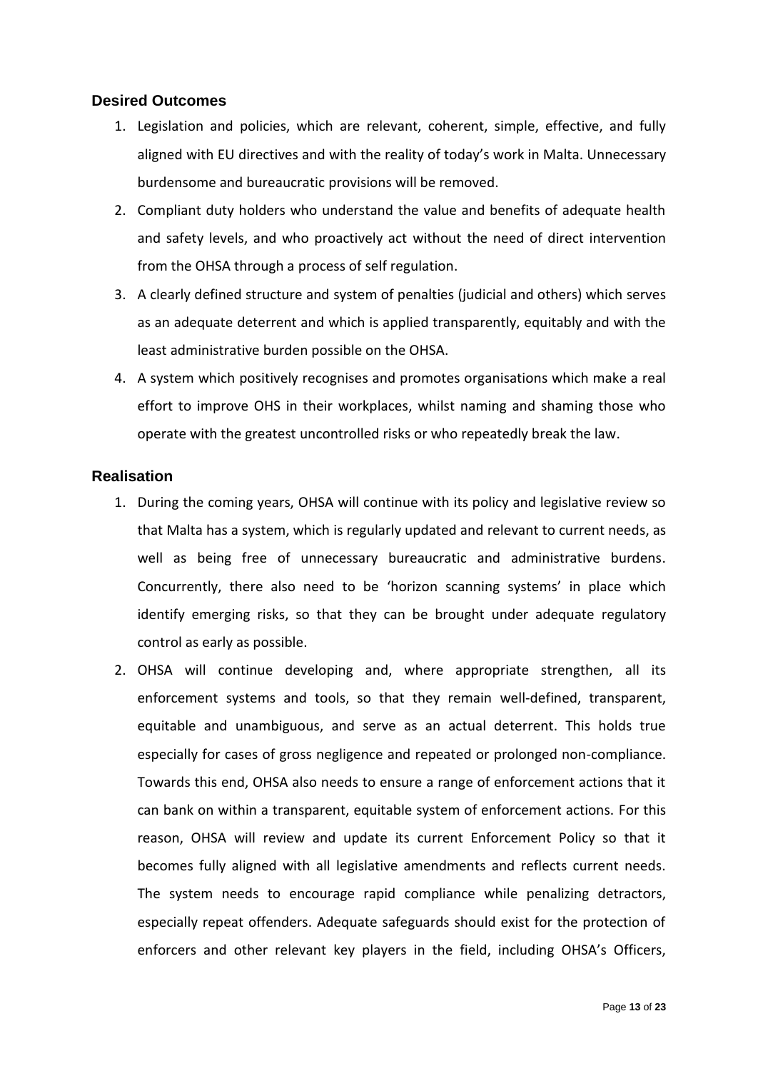## Desired Outcomes

1. Legislation and policies, which are relevant, coherent, simple, effective, and fully aligned with EU directives and with the reality of today's work in Malta. Unnecessary burdensome and bureaucratic provisions will be removed.
2. Compliant duty holders who understand the value and benefits of adequate health and safety levels, and who proactively act without the need of direct intervention from the OHSA through a process of self regulation.
3. A clearly defined structure and system of penalties (judicial and others) which serves as an adequate deterrent and which is applied transparently, equitably and with the least administrative burden possible on the OHSA.
4. A system which positively recognises and promotes organisations which make a real effort to improve OHS in their workplaces, whilst naming and shaming those who operate with the greatest uncontrolled risks or who repeatedly break the law.

## Realisation

1. During the coming years, OHSA will continue with its policy and legislative review so that Malta has a system, which is regularly updated and relevant to current needs, as well as being free of unnecessary bureaucratic and administrative burdens. Concurrently, there also need to be 'horizon scanning systems' in place which identify emerging risks, so that they can be brought under adequate regulatory control as early as possible.
2. OHSA will continue developing and, where appropriate strengthen, all its enforcement systems and tools, so that they remain well-defined, transparent, equitable and unambiguous, and serve as an actual deterrent. This holds true especially for cases of gross negligence and repeated or prolonged non-compliance. Towards this end, OHSA also needs to ensure a range of enforcement actions that it can bank on within a transparent, equitable system of enforcement actions. For this reason, OHSA will review and update its current Enforcement Policy so that it becomes fully aligned with all legislative amendments and reflects current needs. The system needs to encourage rapid compliance while penalizing detractors, especially repeat offenders. Adequate safeguards should exist for the protection of enforcers and other relevant key players in the field, including OHSA's Officers,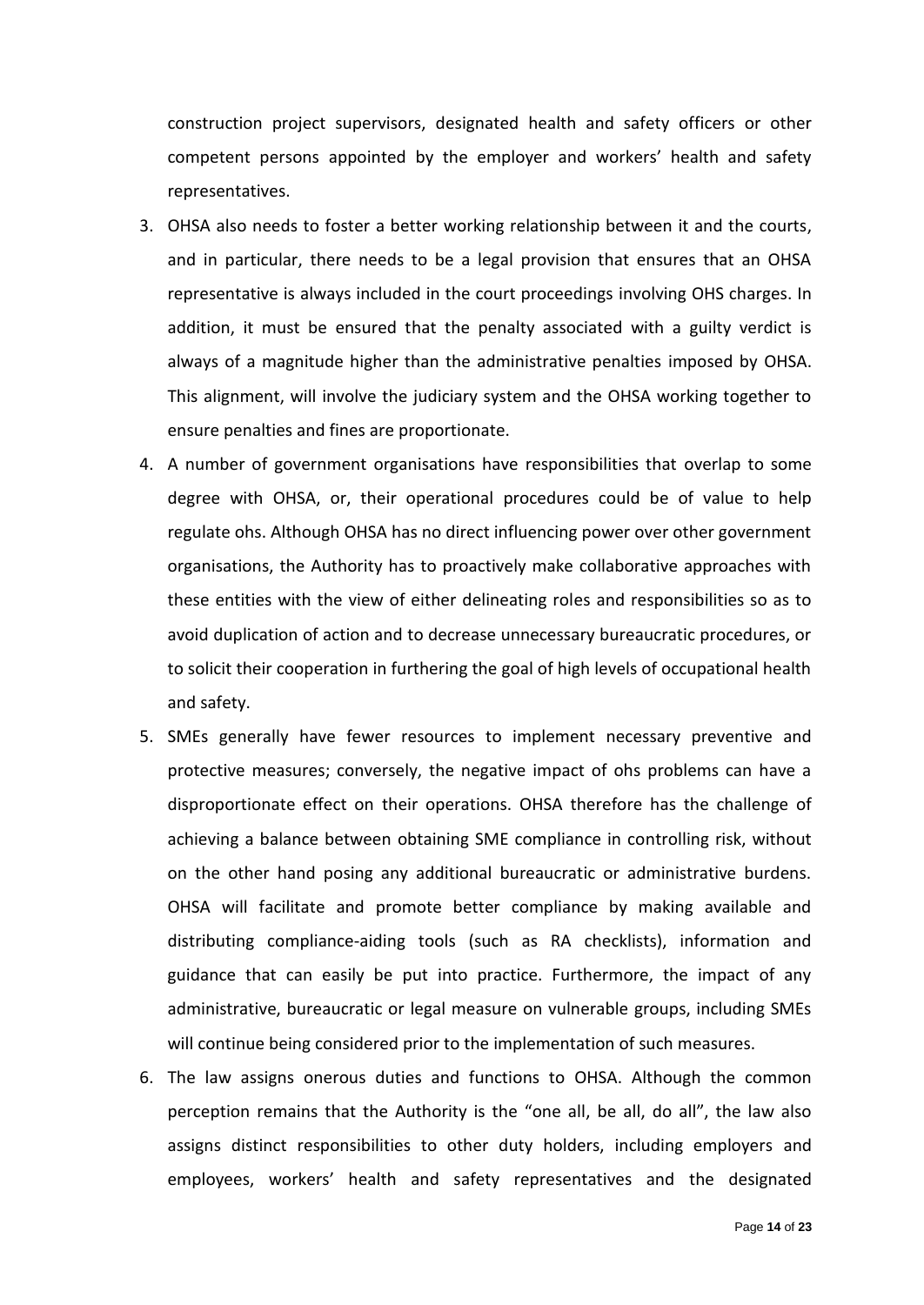construction project supervisors, designated health and safety officers or other competent persons appointed by the employer and workers' health and safety representatives.

3. OHSA also needs to foster a better working relationship between it and the courts, and in particular, there needs to be a legal provision that ensures that an OHSA representative is always included in the court proceedings involving OHS charges. In addition, it must be ensured that the penalty associated with a guilty verdict is always of a magnitude higher than the administrative penalties imposed by OHSA. This alignment, will involve the judiciary system and the OHSA working together to ensure penalties and fines are proportionate.
4. A number of government organisations have responsibilities that overlap to some degree with OHSA, or, their operational procedures could be of value to help regulate ohs. Although OHSA has no direct influencing power over other government organisations, the Authority has to proactively make collaborative approaches with these entities with the view of either delineating roles and responsibilities so as to avoid duplication of action and to decrease unnecessary bureaucratic procedures, or to solicit their cooperation in furthering the goal of high levels of occupational health and safety.
5. SMEs generally have fewer resources to implement necessary preventive and protective measures; conversely, the negative impact of ohs problems can have a disproportionate effect on their operations. OHSA therefore has the challenge of achieving a balance between obtaining SME compliance in controlling risk, without on the other hand posing any additional bureaucratic or administrative burdens. OHSA will facilitate and promote better compliance by making available and distributing compliance-aiding tools (such as RA checklists), information and guidance that can easily be put into practice. Furthermore, the impact of any administrative, bureaucratic or legal measure on vulnerable groups, including SMEs will continue being considered prior to the implementation of such measures.
6. The law assigns onerous duties and functions to OHSA. Although the common perception remains that the Authority is the "one all, be all, do all", the law also assigns distinct responsibilities to other duty holders, including employers and employees, workers' health and safety representatives and the designated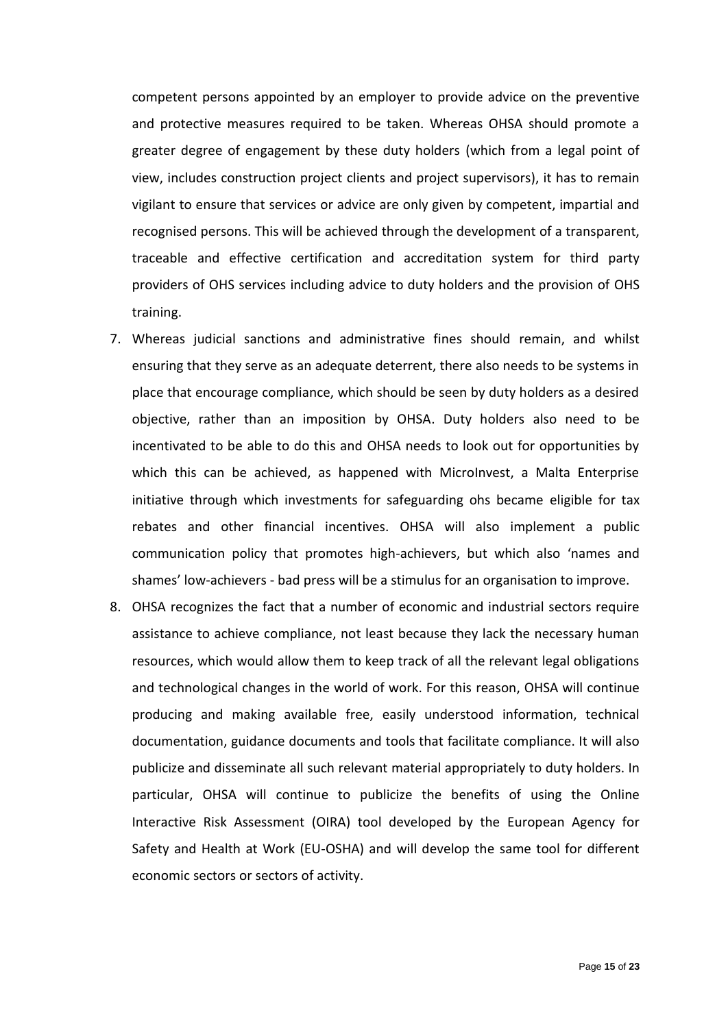competent persons appointed by an employer to provide advice on the preventive and protective measures required to be taken. Whereas OHSA should promote a greater degree of engagement by these duty holders (which from a legal point of view, includes construction project clients and project supervisors), it has to remain vigilant to ensure that services or advice are only given by competent, impartial and recognised persons. This will be achieved through the development of a transparent, traceable and effective certification and accreditation system for third party providers of OHS services including advice to duty holders and the provision of OHS training.

7. Whereas judicial sanctions and administrative fines should remain, and whilst ensuring that they serve as an adequate deterrent, there also needs to be systems in place that encourage compliance, which should be seen by duty holders as a desired objective, rather than an imposition by OHSA. Duty holders also need to be incentivated to be able to do this and OHSA needs to look out for opportunities by which this can be achieved, as happened with MicroInvest, a Malta Enterprise initiative through which investments for safeguarding ohs became eligible for tax rebates and other financial incentives. OHSA will also implement a public communication policy that promotes high-achievers, but which also 'names and shames' low-achievers - bad press will be a stimulus for an organisation to improve.
8. OHSA recognizes the fact that a number of economic and industrial sectors require assistance to achieve compliance, not least because they lack the necessary human resources, which would allow them to keep track of all the relevant legal obligations and technological changes in the world of work. For this reason, OHSA will continue producing and making available free, easily understood information, technical documentation, guidance documents and tools that facilitate compliance. It will also publicize and disseminate all such relevant material appropriately to duty holders. In particular, OHSA will continue to publicize the benefits of using the Online Interactive Risk Assessment (OIRA) tool developed by the European Agency for Safety and Health at Work (EU-OSHA) and will develop the same tool for different economic sectors or sectors of activity.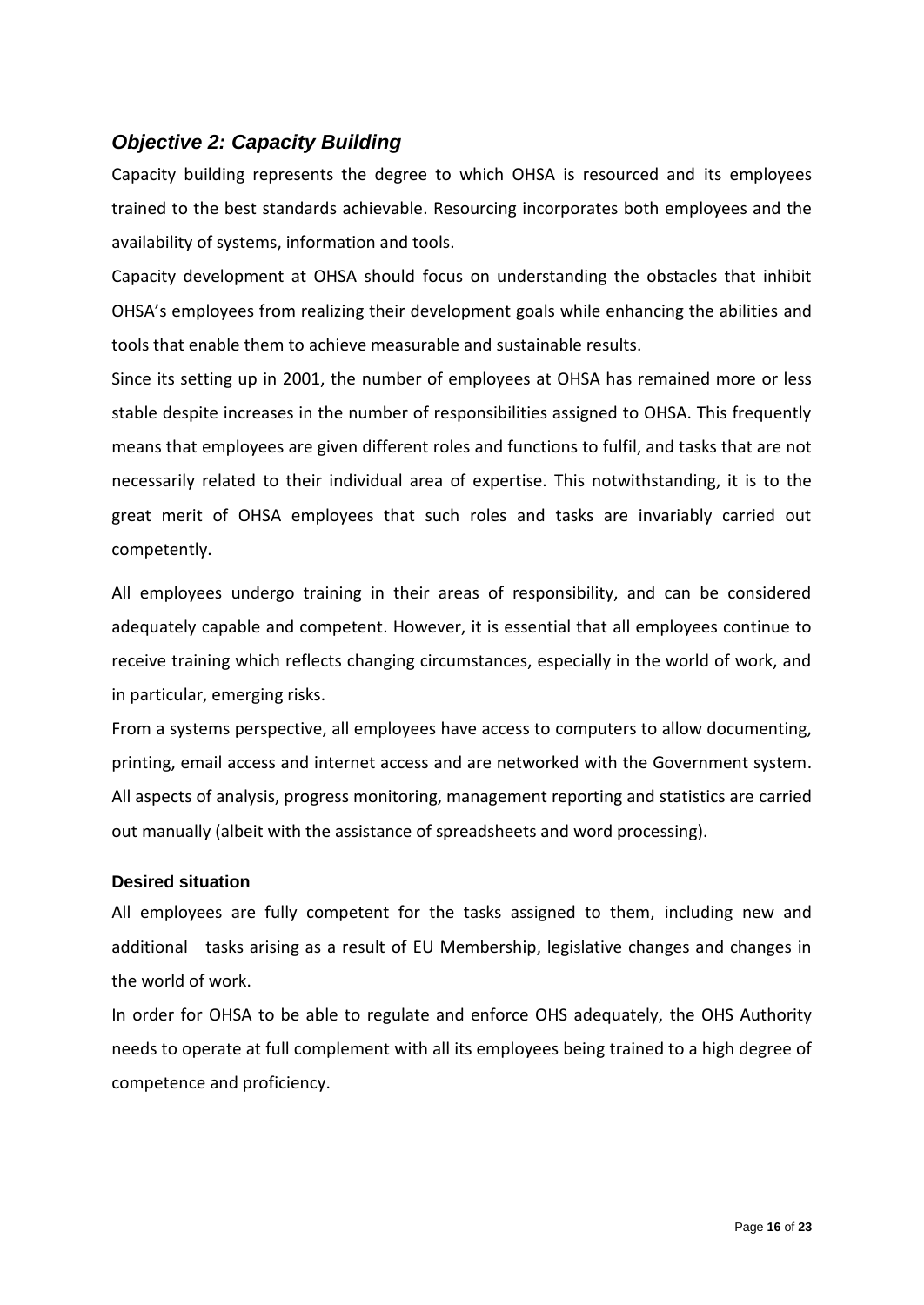## *Objective 2: Capacity Building*

Capacity building represents the degree to which OHSA is resourced and its employees trained to the best standards achievable. Resourcing incorporates both employees and the availability of systems, information and tools.

Capacity development at OHSA should focus on understanding the obstacles that inhibit OHSA's employees from realizing their development goals while enhancing the abilities and tools that enable them to achieve measurable and sustainable results.

Since its setting up in 2001, the number of employees at OHSA has remained more or less stable despite increases in the number of responsibilities assigned to OHSA. This frequently means that employees are given different roles and functions to fulfil, and tasks that are not necessarily related to their individual area of expertise. This notwithstanding, it is to the great merit of OHSA employees that such roles and tasks are invariably carried out competently.

All employees undergo training in their areas of responsibility, and can be considered adequately capable and competent. However, it is essential that all employees continue to receive training which reflects changing circumstances, especially in the world of work, and in particular, emerging risks.

From a systems perspective, all employees have access to computers to allow documenting, printing, email access and internet access and are networked with the Government system. All aspects of analysis, progress monitoring, management reporting and statistics are carried out manually (albeit with the assistance of spreadsheets and word processing).

#### Desired situation

All employees are fully competent for the tasks assigned to them, including new and additional tasks arising as a result of EU Membership, legislative changes and changes in the world of work.

In order for OHSA to be able to regulate and enforce OHS adequately, the OHS Authority needs to operate at full complement with all its employees being trained to a high degree of competence and proficiency.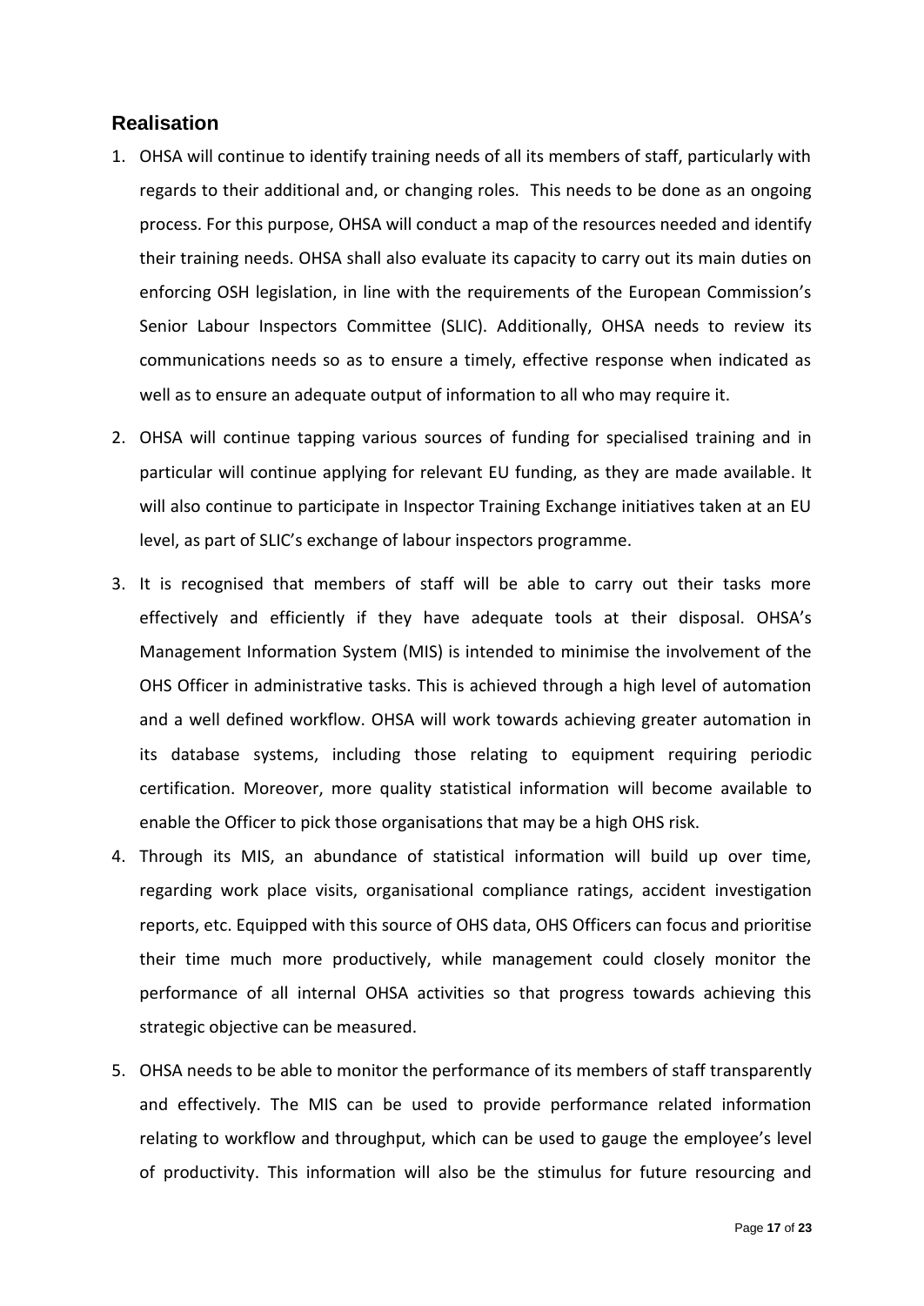## Realisation

1. OHSA will continue to identify training needs of all its members of staff, particularly with regards to their additional and, or changing roles. This needs to be done as an ongoing process. For this purpose, OHSA will conduct a map of the resources needed and identify their training needs. OHSA shall also evaluate its capacity to carry out its main duties on enforcing OSH legislation, in line with the requirements of the European Commission's Senior Labour Inspectors Committee (SLIC). Additionally, OHSA needs to review its communications needs so as to ensure a timely, effective response when indicated as well as to ensure an adequate output of information to all who may require it.

2. OHSA will continue tapping various sources of funding for specialised training and in particular will continue applying for relevant EU funding, as they are made available. It will also continue to participate in Inspector Training Exchange initiatives taken at an EU level, as part of SLIC's exchange of labour inspectors programme.

3. It is recognised that members of staff will be able to carry out their tasks more effectively and efficiently if they have adequate tools at their disposal. OHSA's Management Information System (MIS) is intended to minimise the involvement of the OHS Officer in administrative tasks. This is achieved through a high level of automation and a well defined workflow. OHSA will work towards achieving greater automation in its database systems, including those relating to equipment requiring periodic certification. Moreover, more quality statistical information will become available to enable the Officer to pick those organisations that may be a high OHS risk.

4. Through its MIS, an abundance of statistical information will build up over time, regarding work place visits, organisational compliance ratings, accident investigation reports, etc. Equipped with this source of OHS data, OHS Officers can focus and prioritise their time much more productively, while management could closely monitor the performance of all internal OHSA activities so that progress towards achieving this strategic objective can be measured.

5. OHSA needs to be able to monitor the performance of its members of staff transparently and effectively. The MIS can be used to provide performance related information relating to workflow and throughput, which can be used to gauge the employee's level of productivity. This information will also be the stimulus for future resourcing and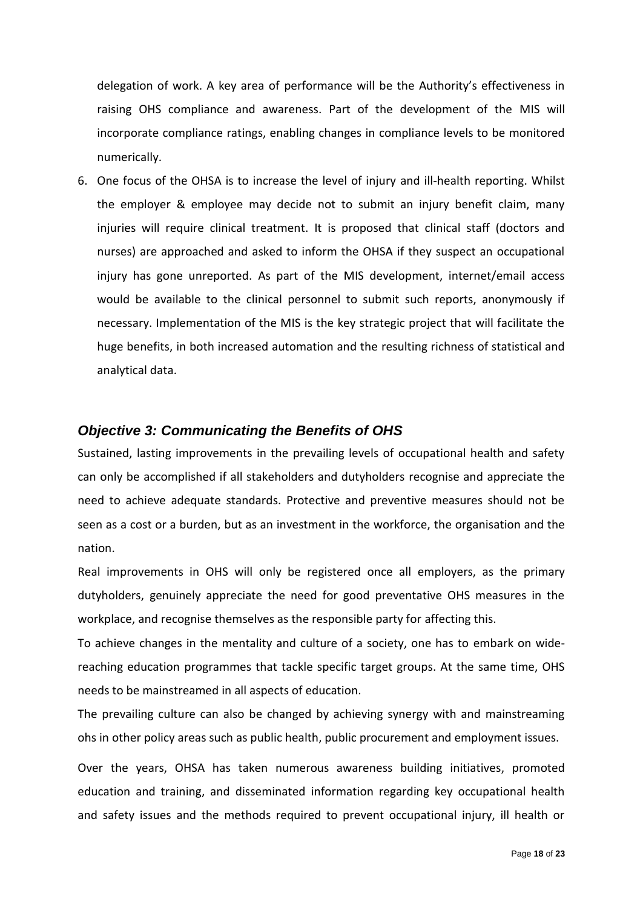delegation of work. A key area of performance will be the Authority's effectiveness in raising OHS compliance and awareness. Part of the development of the MIS will incorporate compliance ratings, enabling changes in compliance levels to be monitored numerically.

6. One focus of the OHSA is to increase the level of injury and ill-health reporting. Whilst the employer & employee may decide not to submit an injury benefit claim, many injuries will require clinical treatment. It is proposed that clinical staff (doctors and nurses) are approached and asked to inform the OHSA if they suspect an occupational injury has gone unreported. As part of the MIS development, internet/email access would be available to the clinical personnel to submit such reports, anonymously if necessary. Implementation of the MIS is the key strategic project that will facilitate the huge benefits, in both increased automation and the resulting richness of statistical and analytical data.

### *Objective 3: Communicating the Benefits of OHS*

Sustained, lasting improvements in the prevailing levels of occupational health and safety can only be accomplished if all stakeholders and dutyholders recognise and appreciate the need to achieve adequate standards. Protective and preventive measures should not be seen as a cost or a burden, but as an investment in the workforce, the organisation and the nation.

Real improvements in OHS will only be registered once all employers, as the primary dutyholders, genuinely appreciate the need for good preventative OHS measures in the workplace, and recognise themselves as the responsible party for affecting this.

To achieve changes in the mentality and culture of a society, one has to embark on wide-reaching education programmes that tackle specific target groups. At the same time, OHS needs to be mainstreamed in all aspects of education.

The prevailing culture can also be changed by achieving synergy with and mainstreaming ohs in other policy areas such as public health, public procurement and employment issues.

Over the years, OHSA has taken numerous awareness building initiatives, promoted education and training, and disseminated information regarding key occupational health and safety issues and the methods required to prevent occupational injury, ill health or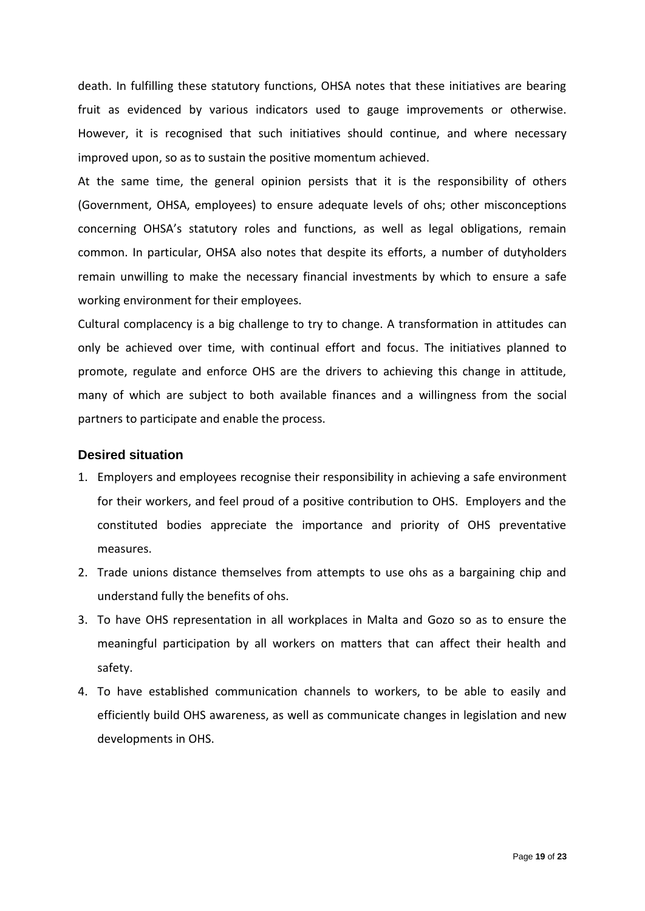death. In fulfilling these statutory functions, OHSA notes that these initiatives are bearing fruit as evidenced by various indicators used to gauge improvements or otherwise. However, it is recognised that such initiatives should continue, and where necessary improved upon, so as to sustain the positive momentum achieved.

At the same time, the general opinion persists that it is the responsibility of others (Government, OHSA, employees) to ensure adequate levels of ohs; other misconceptions concerning OHSA's statutory roles and functions, as well as legal obligations, remain common. In particular, OHSA also notes that despite its efforts, a number of dutyholders remain unwilling to make the necessary financial investments by which to ensure a safe working environment for their employees.

Cultural complacency is a big challenge to try to change. A transformation in attitudes can only be achieved over time, with continual effort and focus. The initiatives planned to promote, regulate and enforce OHS are the drivers to achieving this change in attitude, many of which are subject to both available finances and a willingness from the social partners to participate and enable the process.

### Desired situation

1. Employers and employees recognise their responsibility in achieving a safe environment for their workers, and feel proud of a positive contribution to OHS. Employers and the constituted bodies appreciate the importance and priority of OHS preventative measures.
2. Trade unions distance themselves from attempts to use ohs as a bargaining chip and understand fully the benefits of ohs.
3. To have OHS representation in all workplaces in Malta and Gozo so as to ensure the meaningful participation by all workers on matters that can affect their health and safety.
4. To have established communication channels to workers, to be able to easily and efficiently build OHS awareness, as well as communicate changes in legislation and new developments in OHS.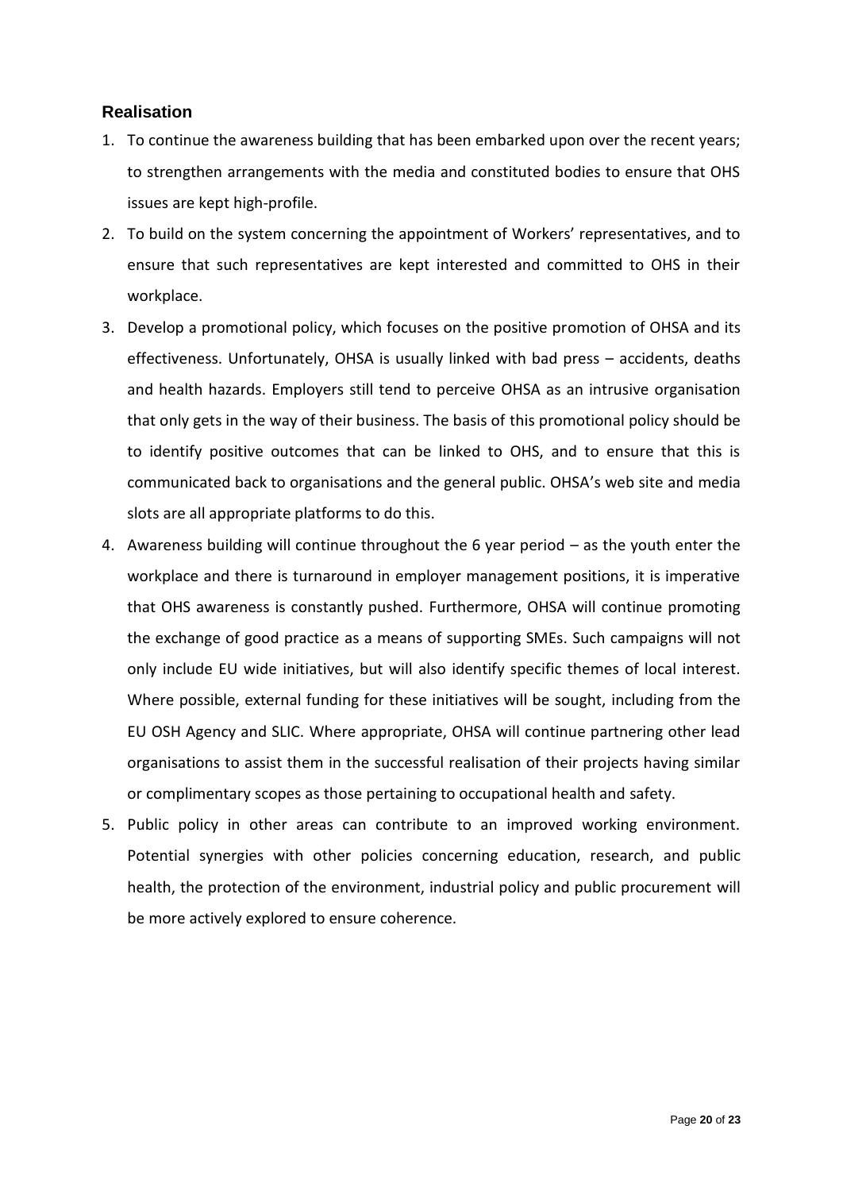## Realisation

1. To continue the awareness building that has been embarked upon over the recent years; to strengthen arrangements with the media and constituted bodies to ensure that OHS issues are kept high-profile.
2. To build on the system concerning the appointment of Workers' representatives, and to ensure that such representatives are kept interested and committed to OHS in their workplace.
3. Develop a promotional policy, which focuses on the positive promotion of OHSA and its effectiveness. Unfortunately, OHSA is usually linked with bad press – accidents, deaths and health hazards. Employers still tend to perceive OHSA as an intrusive organisation that only gets in the way of their business. The basis of this promotional policy should be to identify positive outcomes that can be linked to OHS, and to ensure that this is communicated back to organisations and the general public. OHSA's web site and media slots are all appropriate platforms to do this.
4. Awareness building will continue throughout the 6 year period – as the youth enter the workplace and there is turnaround in employer management positions, it is imperative that OHS awareness is constantly pushed. Furthermore, OHSA will continue promoting the exchange of good practice as a means of supporting SMEs. Such campaigns will not only include EU wide initiatives, but will also identify specific themes of local interest. Where possible, external funding for these initiatives will be sought, including from the EU OSH Agency and SLIC. Where appropriate, OHSA will continue partnering other lead organisations to assist them in the successful realisation of their projects having similar or complimentary scopes as those pertaining to occupational health and safety.
5. Public policy in other areas can contribute to an improved working environment. Potential synergies with other policies concerning education, research, and public health, the protection of the environment, industrial policy and public procurement will be more actively explored to ensure coherence.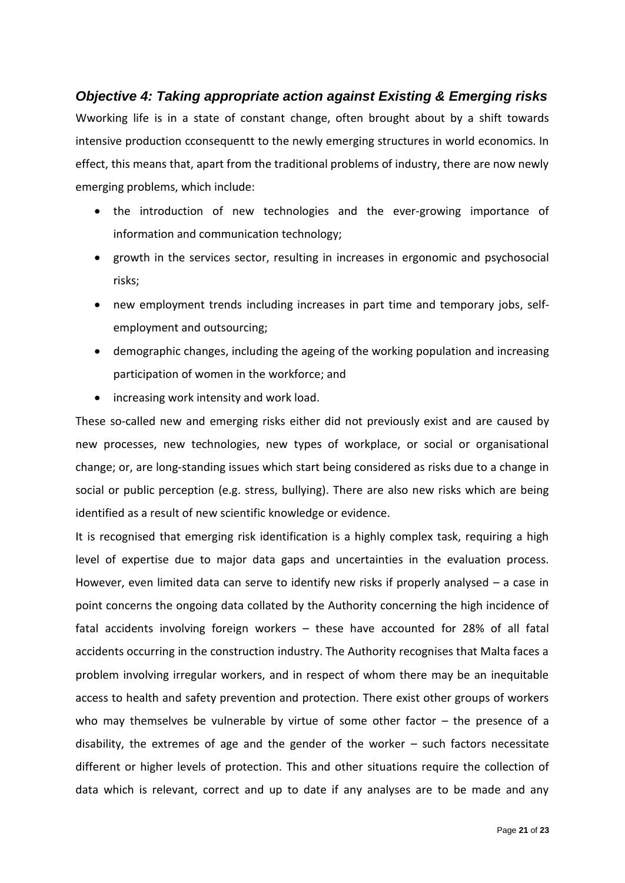### *Objective 4: Taking appropriate action against Existing & Emerging risks*

Wworking life is in a state of constant change, often brought about by a shift towards intensive production cconsequentt to the newly emerging structures in world economics. In effect, this means that, apart from the traditional problems of industry, there are now newly emerging problems, which include:

- the introduction of new technologies and the ever-growing importance of information and communication technology;
- growth in the services sector, resulting in increases in ergonomic and psychosocial risks;
- new employment trends including increases in part time and temporary jobs, self-employment and outsourcing;
- demographic changes, including the ageing of the working population and increasing participation of women in the workforce; and
- increasing work intensity and work load.

These so-called new and emerging risks either did not previously exist and are caused by new processes, new technologies, new types of workplace, or social or organisational change; or, are long-standing issues which start being considered as risks due to a change in social or public perception (e.g. stress, bullying). There are also new risks which are being identified as a result of new scientific knowledge or evidence.

It is recognised that emerging risk identification is a highly complex task, requiring a high level of expertise due to major data gaps and uncertainties in the evaluation process. However, even limited data can serve to identify new risks if properly analysed – a case in point concerns the ongoing data collated by the Authority concerning the high incidence of fatal accidents involving foreign workers – these have accounted for 28% of all fatal accidents occurring in the construction industry. The Authority recognises that Malta faces a problem involving irregular workers, and in respect of whom there may be an inequitable access to health and safety prevention and protection. There exist other groups of workers who may themselves be vulnerable by virtue of some other factor – the presence of a disability, the extremes of age and the gender of the worker – such factors necessitate different or higher levels of protection. This and other situations require the collection of data which is relevant, correct and up to date if any analyses are to be made and any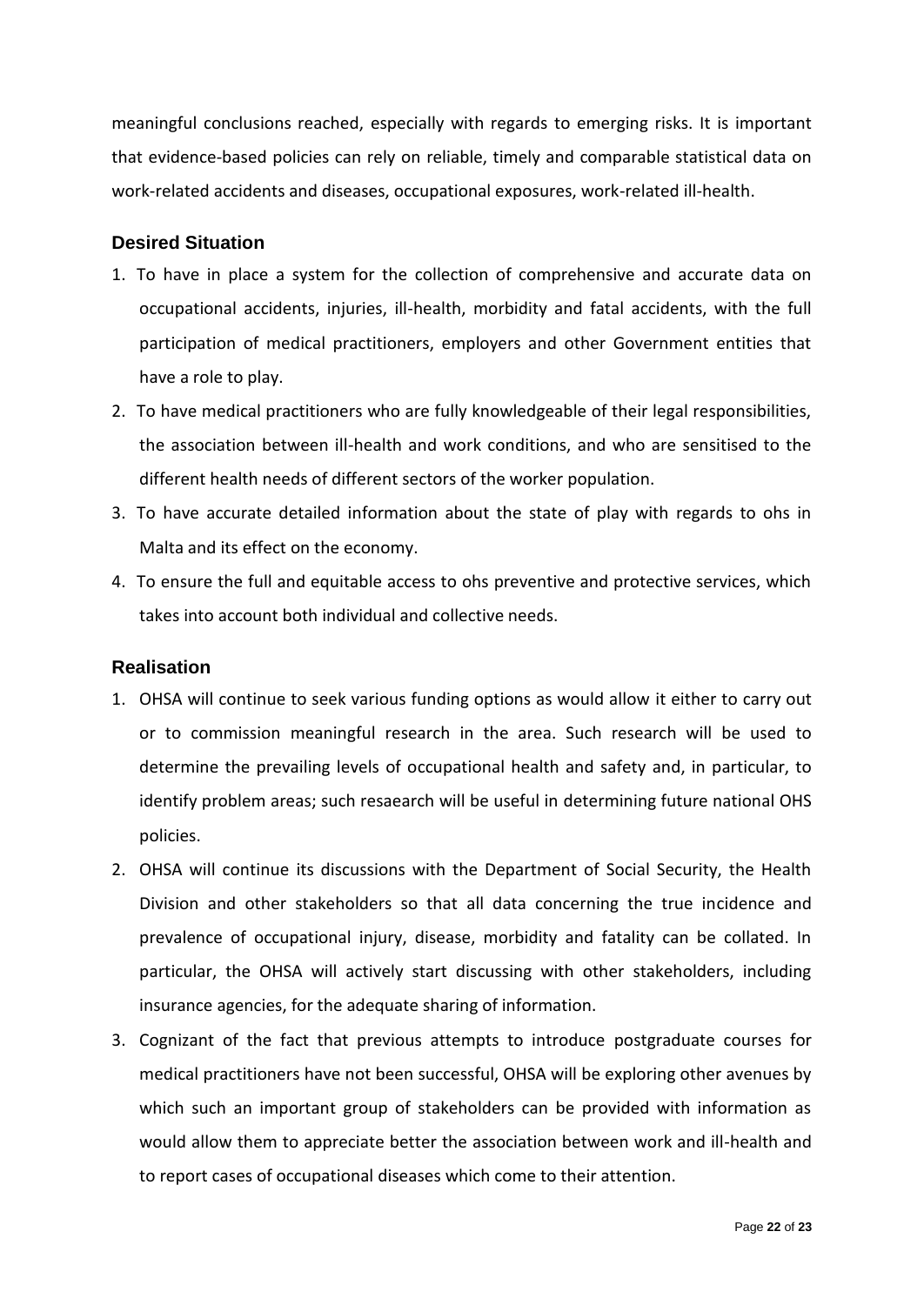meaningful conclusions reached, especially with regards to emerging risks. It is important that evidence-based policies can rely on reliable, timely and comparable statistical data on work-related accidents and diseases, occupational exposures, work-related ill-health.

### Desired Situation

1. To have in place a system for the collection of comprehensive and accurate data on occupational accidents, injuries, ill-health, morbidity and fatal accidents, with the full participation of medical practitioners, employers and other Government entities that have a role to play.
2. To have medical practitioners who are fully knowledgeable of their legal responsibilities, the association between ill-health and work conditions, and who are sensitised to the different health needs of different sectors of the worker population.
3. To have accurate detailed information about the state of play with regards to ohs in Malta and its effect on the economy.
4. To ensure the full and equitable access to ohs preventive and protective services, which takes into account both individual and collective needs.

### Realisation

1. OHSA will continue to seek various funding options as would allow it either to carry out or to commission meaningful research in the area. Such research will be used to determine the prevailing levels of occupational health and safety and, in particular, to identify problem areas; such resaearch will be useful in determining future national OHS policies.
2. OHSA will continue its discussions with the Department of Social Security, the Health Division and other stakeholders so that all data concerning the true incidence and prevalence of occupational injury, disease, morbidity and fatality can be collated. In particular, the OHSA will actively start discussing with other stakeholders, including insurance agencies, for the adequate sharing of information.
3. Cognizant of the fact that previous attempts to introduce postgraduate courses for medical practitioners have not been successful, OHSA will be exploring other avenues by which such an important group of stakeholders can be provided with information as would allow them to appreciate better the association between work and ill-health and to report cases of occupational diseases which come to their attention.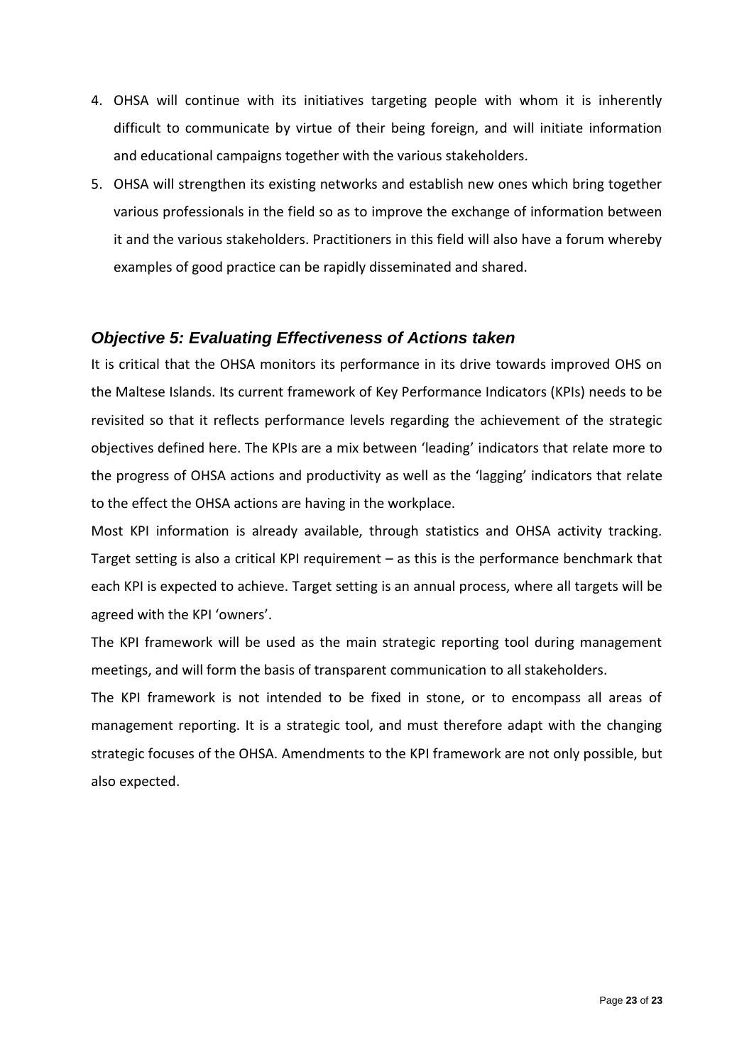4. OHSA will continue with its initiatives targeting people with whom it is inherently difficult to communicate by virtue of their being foreign, and will initiate information and educational campaigns together with the various stakeholders.
5. OHSA will strengthen its existing networks and establish new ones which bring together various professionals in the field so as to improve the exchange of information between it and the various stakeholders. Practitioners in this field will also have a forum whereby examples of good practice can be rapidly disseminated and shared.

### *Objective 5: Evaluating Effectiveness of Actions taken*

It is critical that the OHSA monitors its performance in its drive towards improved OHS on the Maltese Islands. Its current framework of Key Performance Indicators (KPIs) needs to be revisited so that it reflects performance levels regarding the achievement of the strategic objectives defined here. The KPIs are a mix between 'leading' indicators that relate more to the progress of OHSA actions and productivity as well as the 'lagging' indicators that relate to the effect the OHSA actions are having in the workplace.

Most KPI information is already available, through statistics and OHSA activity tracking. Target setting is also a critical KPI requirement – as this is the performance benchmark that each KPI is expected to achieve. Target setting is an annual process, where all targets will be agreed with the KPI 'owners'.

The KPI framework will be used as the main strategic reporting tool during management meetings, and will form the basis of transparent communication to all stakeholders.

The KPI framework is not intended to be fixed in stone, or to encompass all areas of management reporting. It is a strategic tool, and must therefore adapt with the changing strategic focuses of the OHSA. Amendments to the KPI framework are not only possible, but also expected.